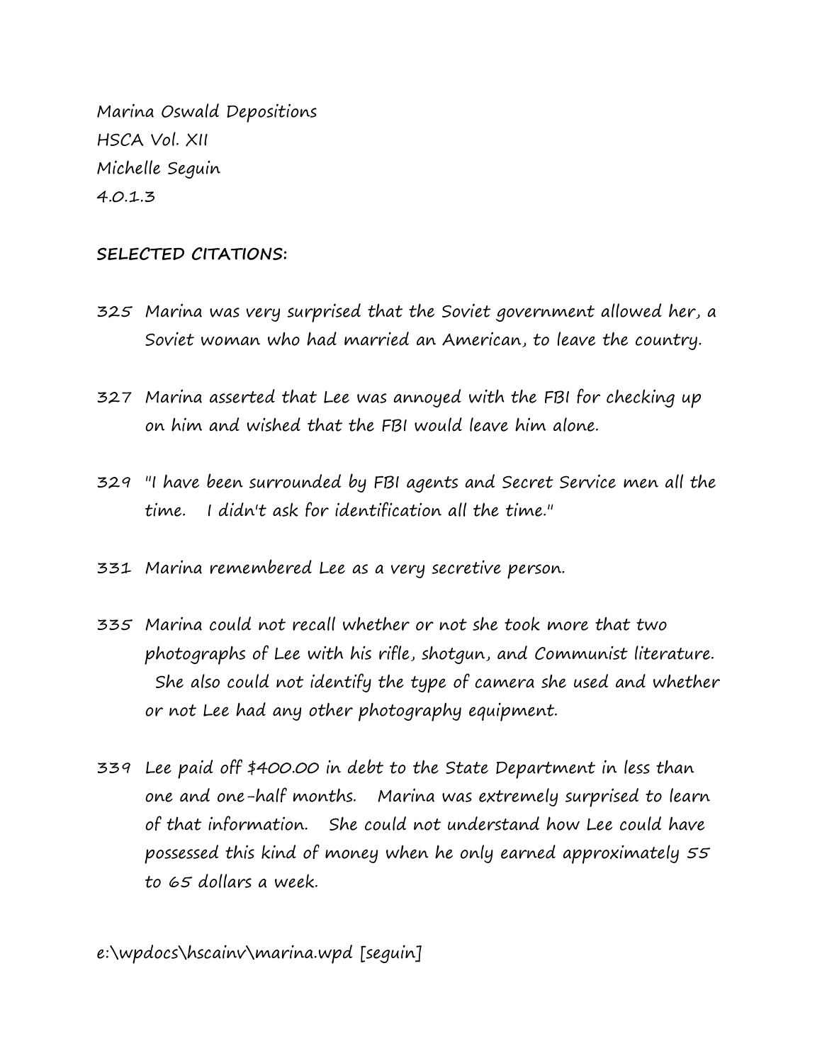Marina Oswald Depositions
HSCA Vol. XII
Michelle Seguin
4.0.1.3

**SELECTED CITATIONS:**

325 Marina was very surprised that the Soviet government allowed her, a Soviet woman who had married an American, to leave the country.

327 Marina asserted that Lee was annoyed with the FBI for checking up on him and wished that the FBI would leave him alone.

329 "I have been surrounded by FBI agents and Secret Service men all the time. I didn't ask for identification all the time."

331 Marina remembered Lee as a very secretive person.

335 Marina could not recall whether or not she took more that two photographs of Lee with his rifle, shotgun, and Communist literature. She also could not identify the type of camera she used and whether or not Lee had any other photography equipment.

339 Lee paid off $400.00 in debt to the State Department in less than one and one-half months. Marina was extremely surprised to learn of that information. She could not understand how Lee could have possessed this kind of money when he only earned approximately 55 to 65 dollars a week.

e:\wpdocs\hscainv\marina.wpd [seguin]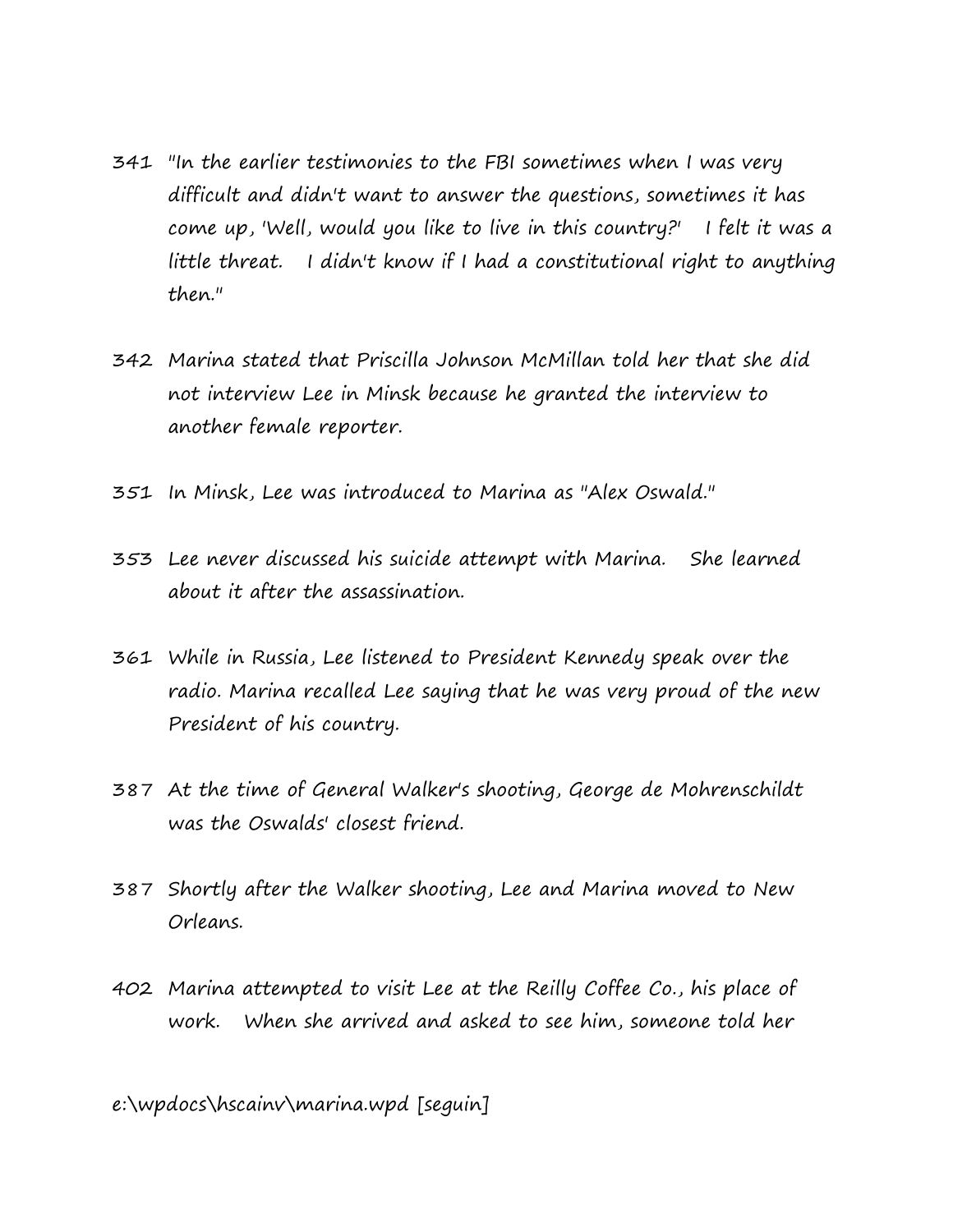341 "In the earlier testimonies to the FBI sometimes when I was very difficult and didn't want to answer the questions, sometimes it has come up, 'Well, would you like to live in this country?' I felt it was a little threat. I didn't know if I had a constitutional right to anything then."

342 Marina stated that Priscilla Johnson McMillan told her that she did not interview Lee in Minsk because he granted the interview to another female reporter.

351 In Minsk, Lee was introduced to Marina as "Alex Oswald."

353 Lee never discussed his suicide attempt with Marina. She learned about it after the assassination.

361 While in Russia, Lee listened to President Kennedy speak over the radio. Marina recalled Lee saying that he was very proud of the new President of his country.

387 At the time of General Walker's shooting, George de Mohrenschildt was the Oswalds' closest friend.

387 Shortly after the Walker shooting, Lee and Marina moved to New Orleans.

402 Marina attempted to visit Lee at the Reilly Coffee Co., his place of work. When she arrived and asked to see him, someone told her

e:\wpdocs\hscainv\marina.wpd [seguin]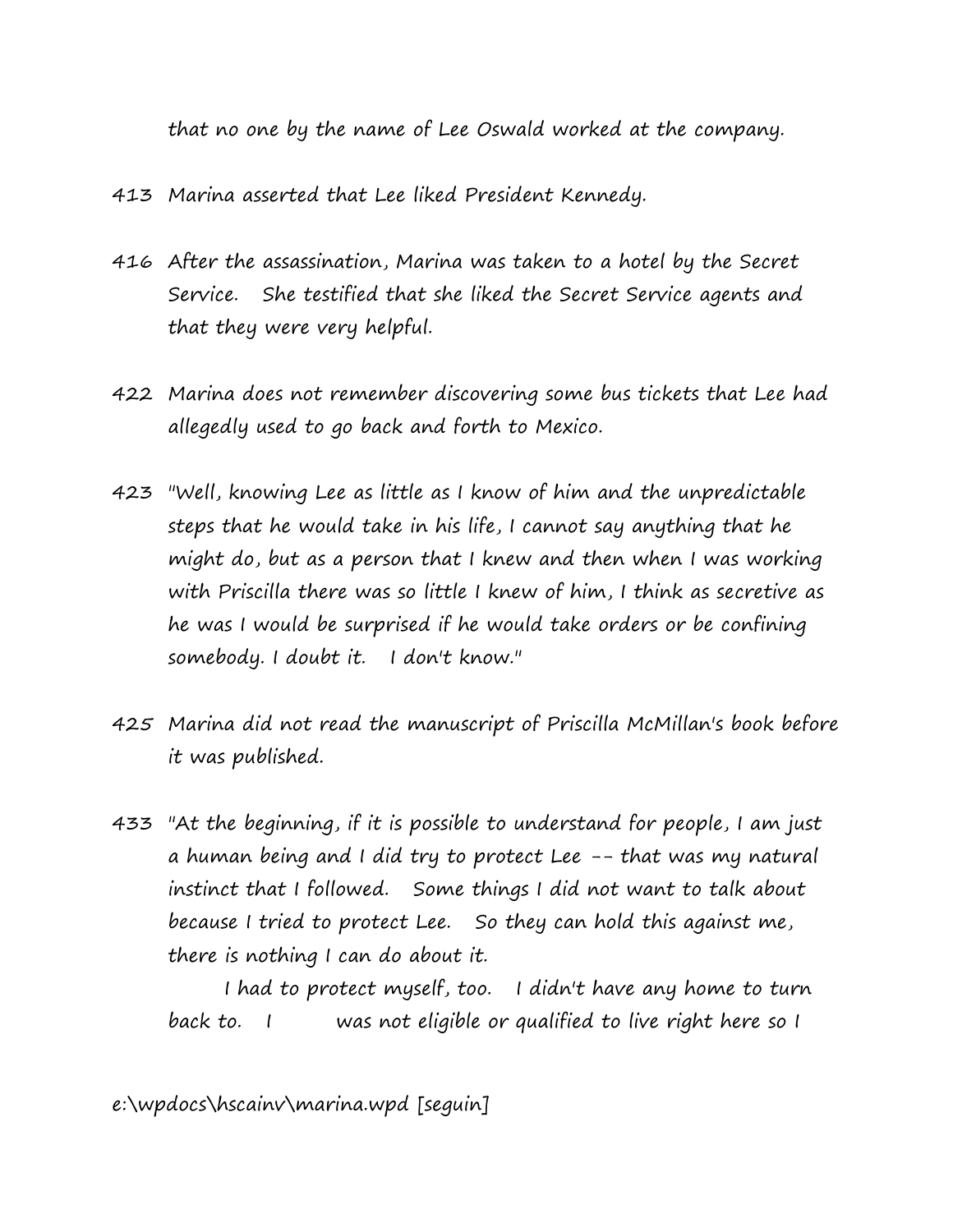that no one by the name of Lee Oswald worked at the company.

413 Marina asserted that Lee liked President Kennedy.

416 After the assassination, Marina was taken to a hotel by the Secret Service. She testified that she liked the Secret Service agents and that they were very helpful.

422 Marina does not remember discovering some bus tickets that Lee had allegedly used to go back and forth to Mexico.

423 "Well, knowing Lee as little as I know of him and the unpredictable steps that he would take in his life, I cannot say anything that he might do, but as a person that I knew and then when I was working with Priscilla there was so little I knew of him, I think as secretive as he was I would be surprised if he would take orders or be confining somebody. I doubt it. I don't know."

425 Marina did not read the manuscript of Priscilla McMillan's book before it was published.

433 "At the beginning, if it is possible to understand for people, I am just a human being and I did try to protect Lee -- that was my natural instinct that I followed. Some things I did not want to talk about because I tried to protect Lee. So they can hold this against me, there is nothing I can do about it.

I had to protect myself, too. I didn't have any home to turn back to. I was not eligible or qualified to live right here so I

e:\wpdocs\hscainv\marina.wpd [seguin]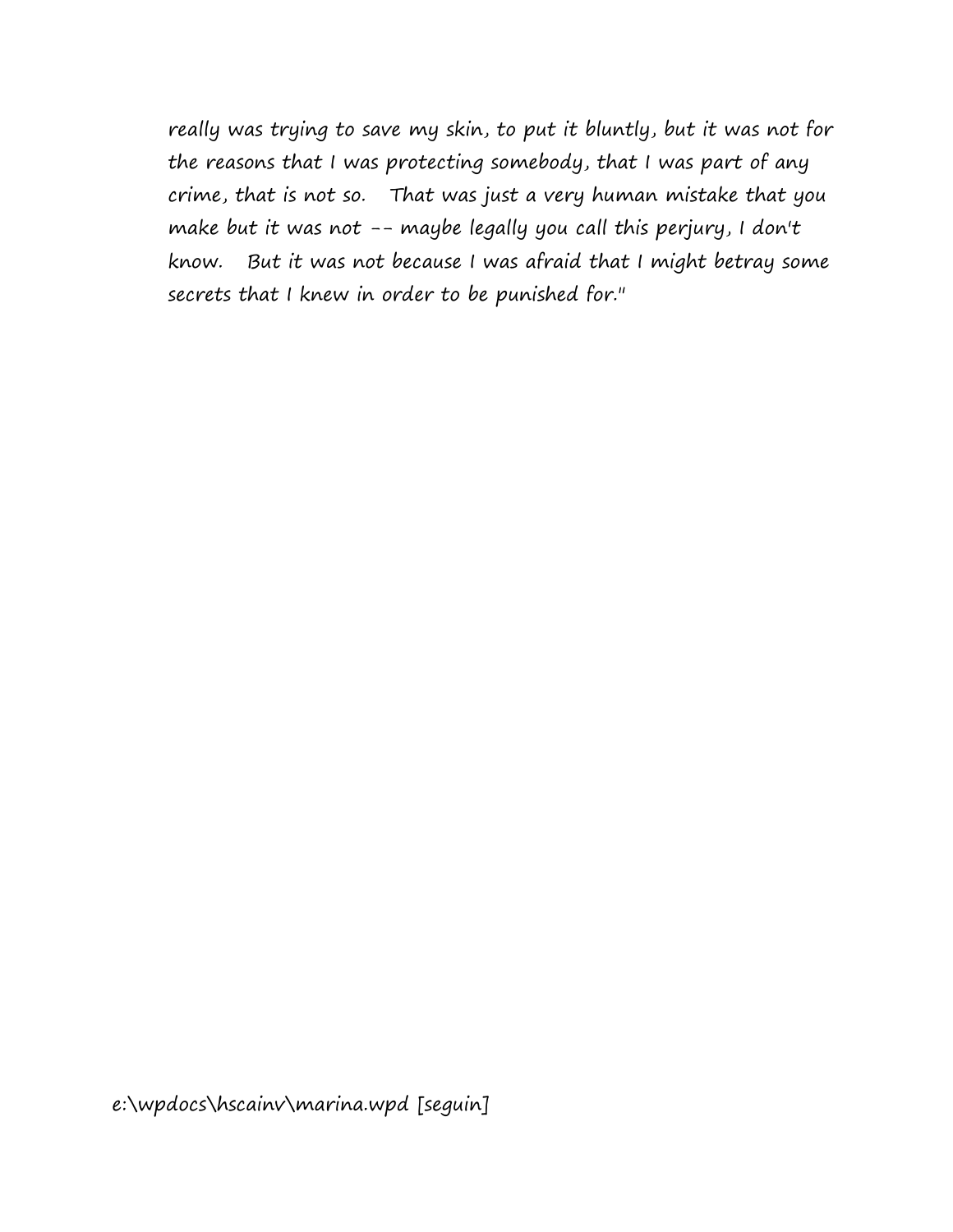really was trying to save my skin, to put it bluntly, but it was not for the reasons that I was protecting somebody, that I was part of any crime, that is not so. That was just a very human mistake that you make but it was not -- maybe legally you call this perjury, I don't know. But it was not because I was afraid that I might betray some secrets that I knew in order to be punished for."

e:\wpdocs\hscainv\marina.wpd [seguin]